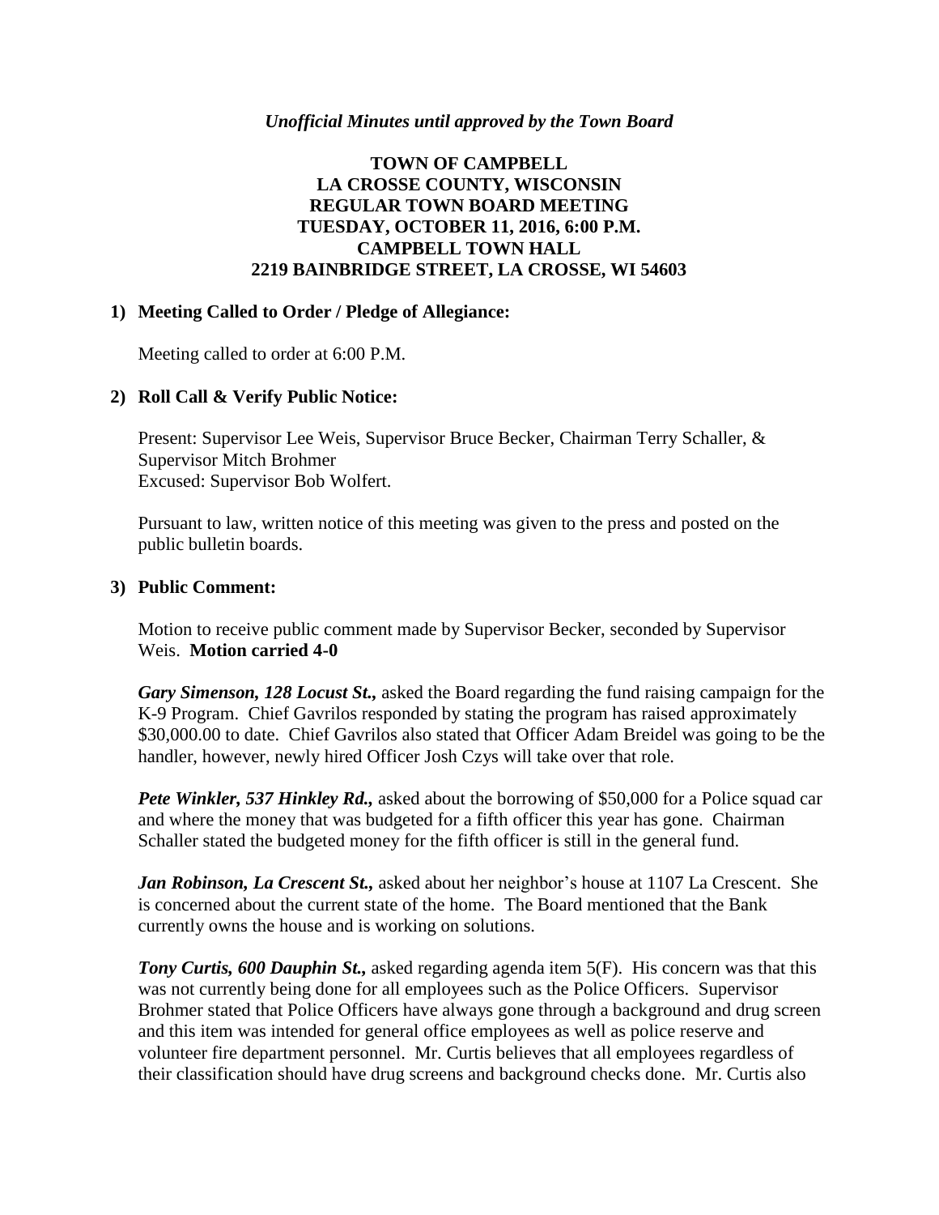*Unofficial Minutes until approved by the Town Board*

**TOWN OF CAMPBELL**
**LA CROSSE COUNTY, WISCONSIN**
**REGULAR TOWN BOARD MEETING**
**TUESDAY, OCTOBER 11, 2016, 6:00 P.M.**
**CAMPBELL TOWN HALL**
**2219 BAINBRIDGE STREET, LA CROSSE, WI 54603**

## 1) Meeting Called to Order / Pledge of Allegiance:

Meeting called to order at 6:00 P.M.

## 2) Roll Call & Verify Public Notice:

Present: Supervisor Lee Weis, Supervisor Bruce Becker, Chairman Terry Schaller, & Supervisor Mitch Brohmer
Excused: Supervisor Bob Wolfert.

Pursuant to law, written notice of this meeting was given to the press and posted on the public bulletin boards.

## 3) Public Comment:

Motion to receive public comment made by Supervisor Becker, seconded by Supervisor Weis. **Motion carried 4-0**

***Gary Simenson, 128 Locust St.,*** asked the Board regarding the fund raising campaign for the K-9 Program. Chief Gavrilos responded by stating the program has raised approximately $30,000.00 to date. Chief Gavrilos also stated that Officer Adam Breidel was going to be the handler, however, newly hired Officer Josh Czys will take over that role.

***Pete Winkler, 537 Hinkley Rd.,*** asked about the borrowing of $50,000 for a Police squad car and where the money that was budgeted for a fifth officer this year has gone. Chairman Schaller stated the budgeted money for the fifth officer is still in the general fund.

***Jan Robinson, La Crescent St.,*** asked about her neighbor's house at 1107 La Crescent. She is concerned about the current state of the home. The Board mentioned that the Bank currently owns the house and is working on solutions.

***Tony Curtis, 600 Dauphin St.,*** asked regarding agenda item 5(F). His concern was that this was not currently being done for all employees such as the Police Officers. Supervisor Brohmer stated that Police Officers have always gone through a background and drug screen and this item was intended for general office employees as well as police reserve and volunteer fire department personnel. Mr. Curtis believes that all employees regardless of their classification should have drug screens and background checks done. Mr. Curtis also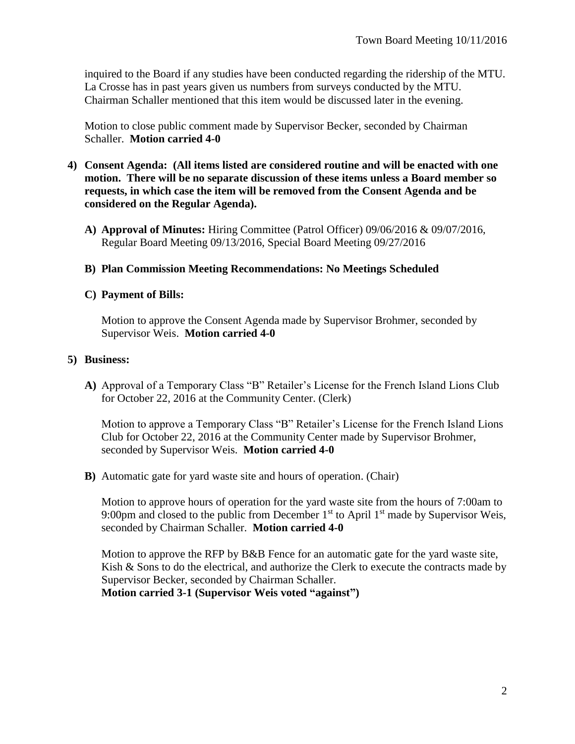inquired to the Board if any studies have been conducted regarding the ridership of the MTU. La Crosse has in past years given us numbers from surveys conducted by the MTU. Chairman Schaller mentioned that this item would be discussed later in the evening.

Motion to close public comment made by Supervisor Becker, seconded by Chairman Schaller. **Motion carried 4-0**

4) **Consent Agenda: (All items listed are considered routine and will be enacted with one motion. There will be no separate discussion of these items unless a Board member so requests, in which case the item will be removed from the Consent Agenda and be considered on the Regular Agenda).**

   A) **Approval of Minutes:** Hiring Committee (Patrol Officer) 09/06/2016 & 09/07/2016, Regular Board Meeting 09/13/2016, Special Board Meeting 09/27/2016

   B) **Plan Commission Meeting Recommendations: No Meetings Scheduled**

   C) **Payment of Bills:**

   Motion to approve the Consent Agenda made by Supervisor Brohmer, seconded by Supervisor Weis. **Motion carried 4-0**

5) **Business:**

   **A)** Approval of a Temporary Class "B" Retailer's License for the French Island Lions Club for October 22, 2016 at the Community Center. (Clerk)

   Motion to approve a Temporary Class "B" Retailer's License for the French Island Lions Club for October 22, 2016 at the Community Center made by Supervisor Brohmer, seconded by Supervisor Weis. **Motion carried 4-0**

   **B)** Automatic gate for yard waste site and hours of operation. (Chair)

   Motion to approve hours of operation for the yard waste site from the hours of 7:00am to 9:00pm and closed to the public from December 1st to April 1st made by Supervisor Weis, seconded by Chairman Schaller. **Motion carried 4-0**

   Motion to approve the RFP by B&B Fence for an automatic gate for the yard waste site, Kish & Sons to do the electrical, and authorize the Clerk to execute the contracts made by Supervisor Becker, seconded by Chairman Schaller.
   **Motion carried 3-1 (Supervisor Weis voted "against")**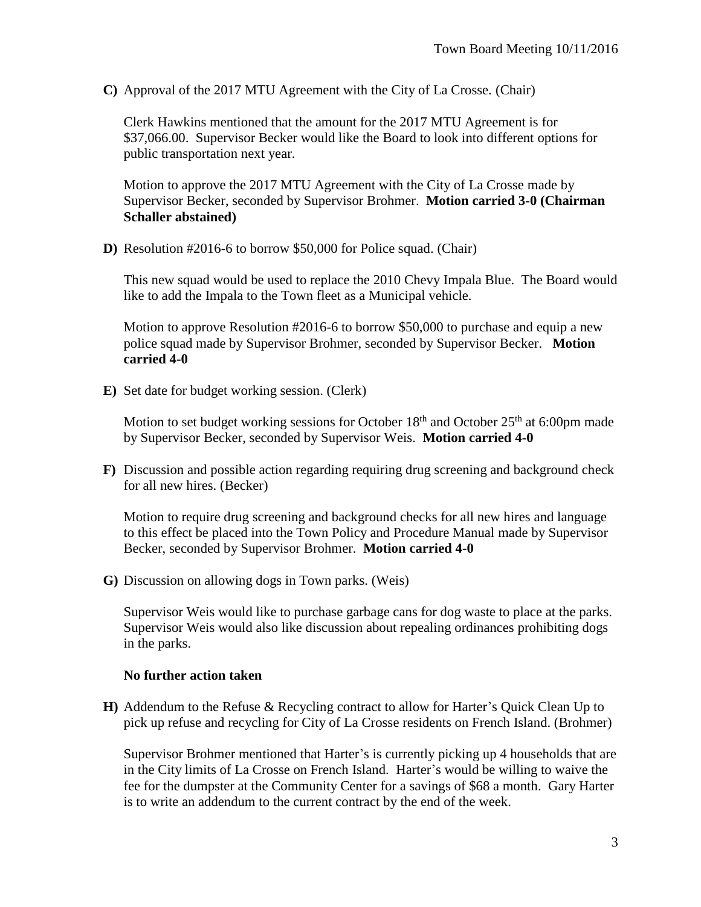**C)** Approval of the 2017 MTU Agreement with the City of La Crosse. (Chair)

Clerk Hawkins mentioned that the amount for the 2017 MTU Agreement is for $37,066.00. Supervisor Becker would like the Board to look into different options for public transportation next year.

Motion to approve the 2017 MTU Agreement with the City of La Crosse made by Supervisor Becker, seconded by Supervisor Brohmer. **Motion carried 3-0 (Chairman Schaller abstained)**

**D)** Resolution #2016-6 to borrow $50,000 for Police squad. (Chair)

This new squad would be used to replace the 2010 Chevy Impala Blue. The Board would like to add the Impala to the Town fleet as a Municipal vehicle.

Motion to approve Resolution #2016-6 to borrow $50,000 to purchase and equip a new police squad made by Supervisor Brohmer, seconded by Supervisor Becker. **Motion carried 4-0**

**E)** Set date for budget working session. (Clerk)

Motion to set budget working sessions for October 18th and October 25th at 6:00pm made by Supervisor Becker, seconded by Supervisor Weis. **Motion carried 4-0**

**F)** Discussion and possible action regarding requiring drug screening and background check for all new hires. (Becker)

Motion to require drug screening and background checks for all new hires and language to this effect be placed into the Town Policy and Procedure Manual made by Supervisor Becker, seconded by Supervisor Brohmer. **Motion carried 4-0**

**G)** Discussion on allowing dogs in Town parks. (Weis)

Supervisor Weis would like to purchase garbage cans for dog waste to place at the parks. Supervisor Weis would also like discussion about repealing ordinances prohibiting dogs in the parks.

**No further action taken**

**H)** Addendum to the Refuse & Recycling contract to allow for Harter's Quick Clean Up to pick up refuse and recycling for City of La Crosse residents on French Island. (Brohmer)

Supervisor Brohmer mentioned that Harter's is currently picking up 4 households that are in the City limits of La Crosse on French Island. Harter's would be willing to waive the fee for the dumpster at the Community Center for a savings of $68 a month. Gary Harter is to write an addendum to the current contract by the end of the week.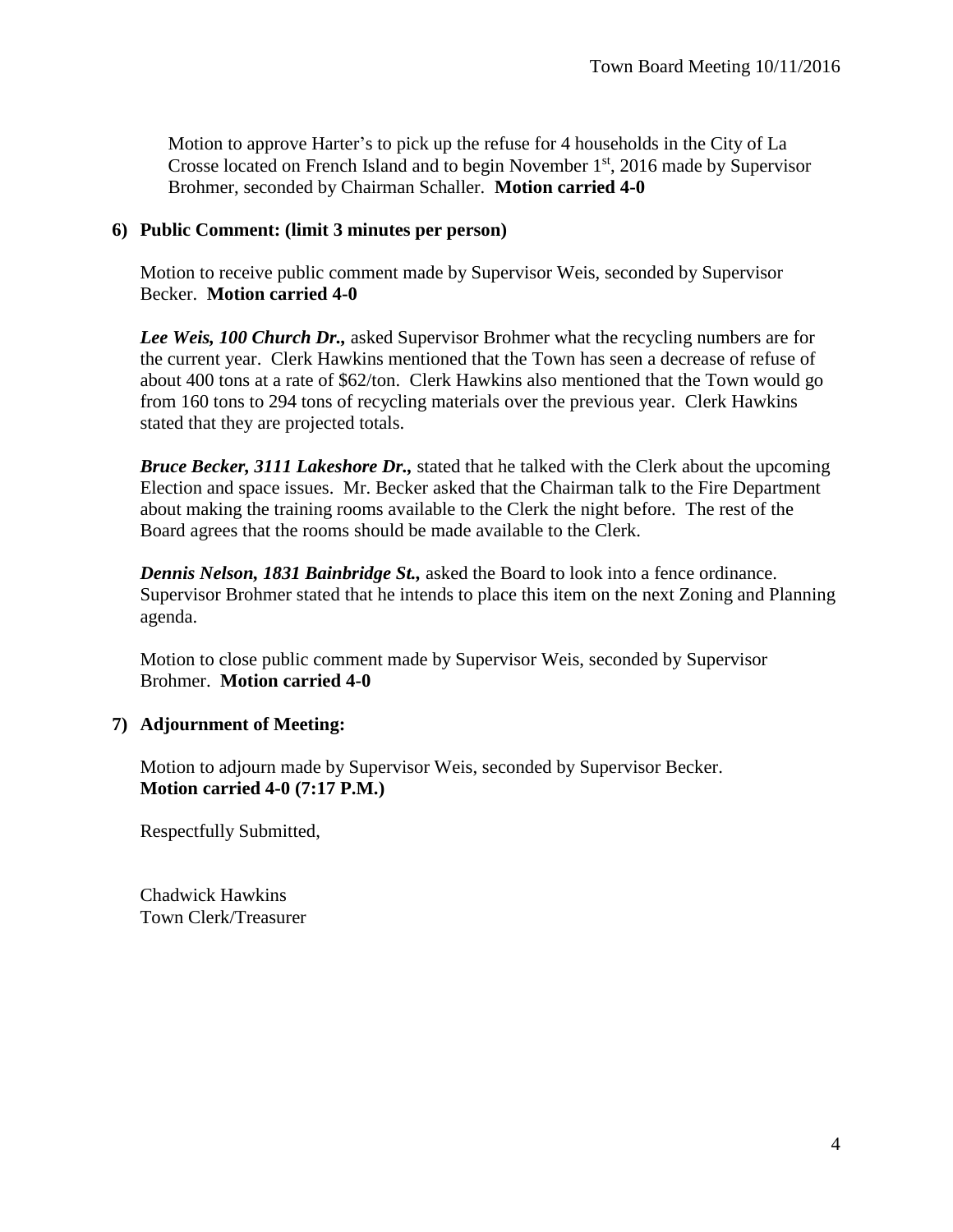Motion to approve Harter's to pick up the refuse for 4 households in the City of La Crosse located on French Island and to begin November 1st, 2016 made by Supervisor Brohmer, seconded by Chairman Schaller. **Motion carried 4-0**

**6) Public Comment: (limit 3 minutes per person)**

Motion to receive public comment made by Supervisor Weis, seconded by Supervisor Becker. **Motion carried 4-0**

***Lee Weis, 100 Church Dr.,*** asked Supervisor Brohmer what the recycling numbers are for the current year. Clerk Hawkins mentioned that the Town has seen a decrease of refuse of about 400 tons at a rate of $62/ton. Clerk Hawkins also mentioned that the Town would go from 160 tons to 294 tons of recycling materials over the previous year. Clerk Hawkins stated that they are projected totals.

***Bruce Becker, 3111 Lakeshore Dr.,*** stated that he talked with the Clerk about the upcoming Election and space issues. Mr. Becker asked that the Chairman talk to the Fire Department about making the training rooms available to the Clerk the night before. The rest of the Board agrees that the rooms should be made available to the Clerk.

***Dennis Nelson, 1831 Bainbridge St.,*** asked the Board to look into a fence ordinance. Supervisor Brohmer stated that he intends to place this item on the next Zoning and Planning agenda.

Motion to close public comment made by Supervisor Weis, seconded by Supervisor Brohmer. **Motion carried 4-0**

**7) Adjournment of Meeting:**

Motion to adjourn made by Supervisor Weis, seconded by Supervisor Becker.
**Motion carried 4-0 (7:17 P.M.)**

Respectfully Submitted,

Chadwick Hawkins
Town Clerk/Treasurer